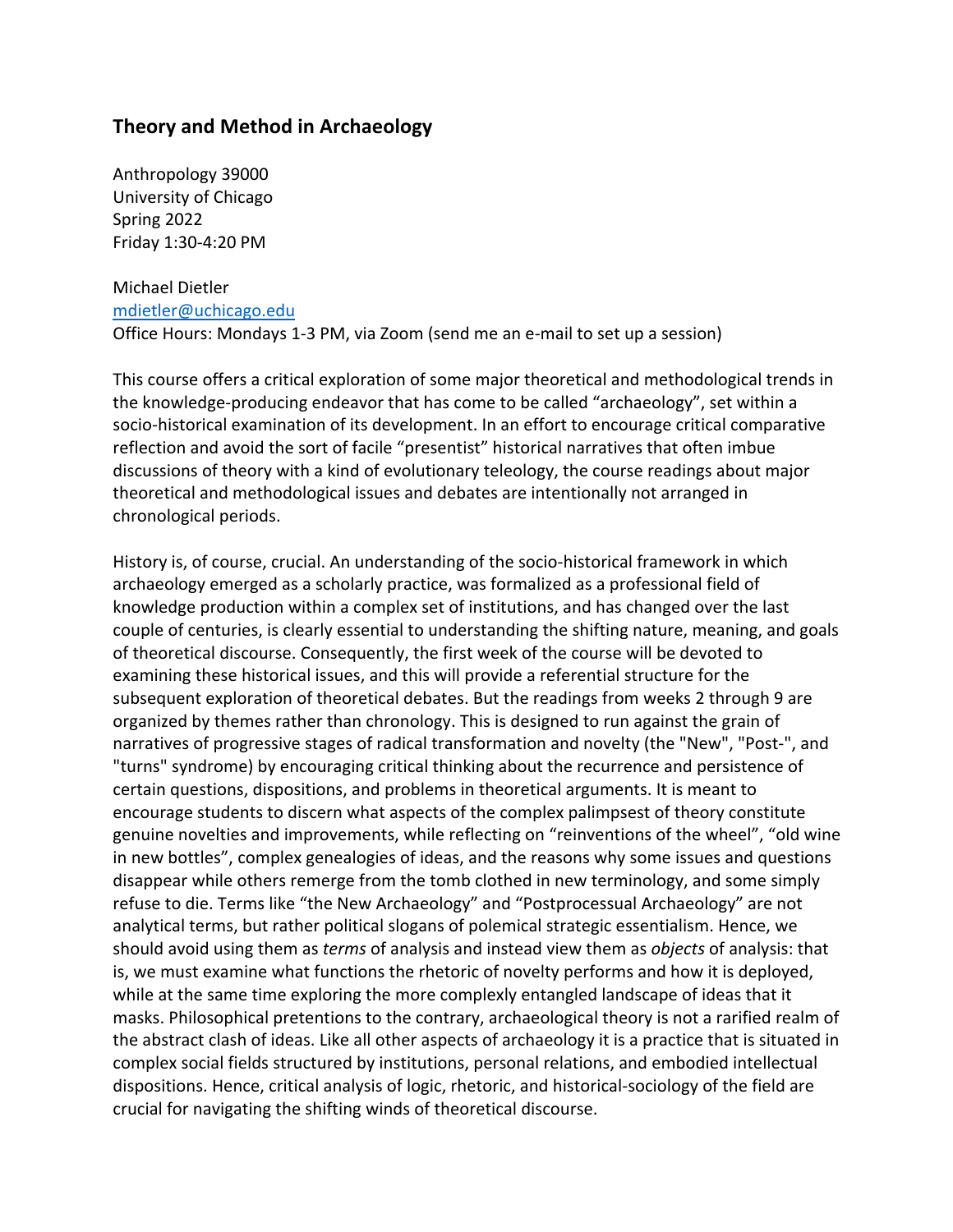## Theory and Method in Archaeology

Anthropology 39000
University of Chicago
Spring 2022
Friday 1:30-4:20 PM

Michael Dietler
mdietler@uchicago.edu
Office Hours: Mondays 1-3 PM, via Zoom (send me an e-mail to set up a session)

This course offers a critical exploration of some major theoretical and methodological trends in the knowledge-producing endeavor that has come to be called "archaeology", set within a socio-historical examination of its development. In an effort to encourage critical comparative reflection and avoid the sort of facile "presentist" historical narratives that often imbue discussions of theory with a kind of evolutionary teleology, the course readings about major theoretical and methodological issues and debates are intentionally not arranged in chronological periods.

History is, of course, crucial. An understanding of the socio-historical framework in which archaeology emerged as a scholarly practice, was formalized as a professional field of knowledge production within a complex set of institutions, and has changed over the last couple of centuries, is clearly essential to understanding the shifting nature, meaning, and goals of theoretical discourse. Consequently, the first week of the course will be devoted to examining these historical issues, and this will provide a referential structure for the subsequent exploration of theoretical debates. But the readings from weeks 2 through 9 are organized by themes rather than chronology. This is designed to run against the grain of narratives of progressive stages of radical transformation and novelty (the "New", "Post-", and "turns" syndrome) by encouraging critical thinking about the recurrence and persistence of certain questions, dispositions, and problems in theoretical arguments. It is meant to encourage students to discern what aspects of the complex palimpsest of theory constitute genuine novelties and improvements, while reflecting on "reinventions of the wheel", "old wine in new bottles", complex genealogies of ideas, and the reasons why some issues and questions disappear while others remerge from the tomb clothed in new terminology, and some simply refuse to die. Terms like "the New Archaeology" and "Postprocessual Archaeology" are not analytical terms, but rather political slogans of polemical strategic essentialism. Hence, we should avoid using them as *terms* of analysis and instead view them as *objects* of analysis: that is, we must examine what functions the rhetoric of novelty performs and how it is deployed, while at the same time exploring the more complexly entangled landscape of ideas that it masks. Philosophical pretentions to the contrary, archaeological theory is not a rarified realm of the abstract clash of ideas. Like all other aspects of archaeology it is a practice that is situated in complex social fields structured by institutions, personal relations, and embodied intellectual dispositions. Hence, critical analysis of logic, rhetoric, and historical-sociology of the field are crucial for navigating the shifting winds of theoretical discourse.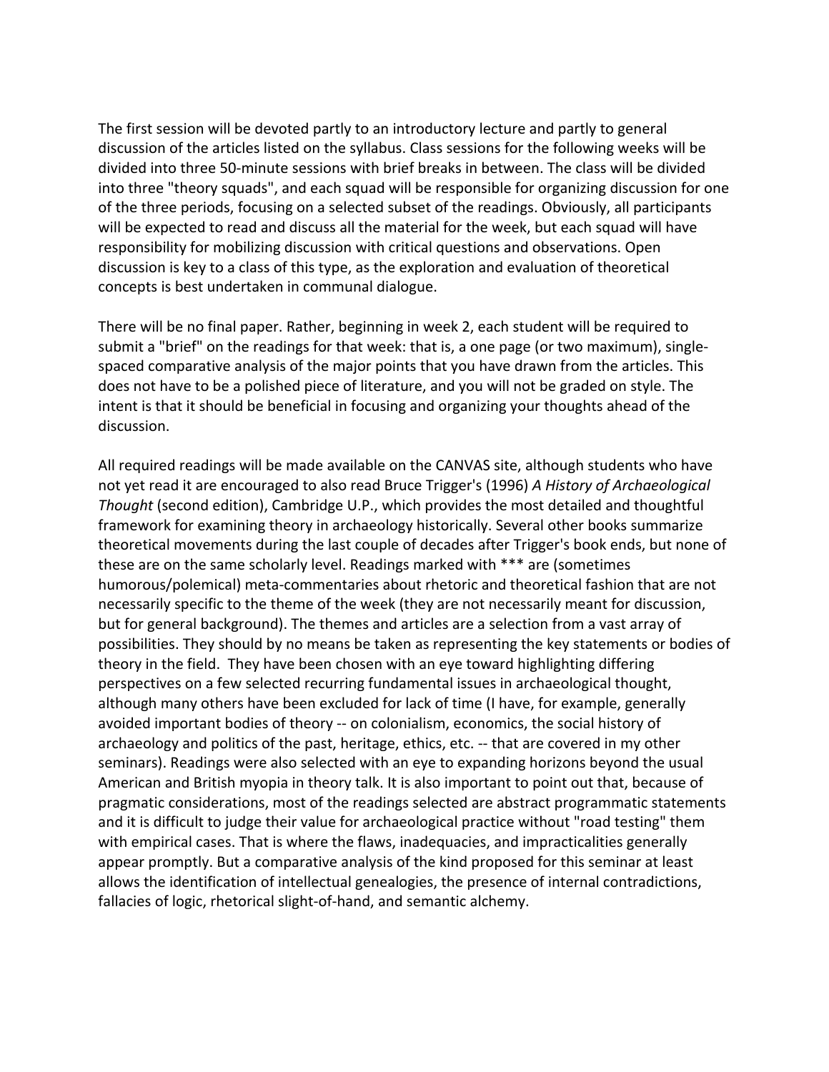The first session will be devoted partly to an introductory lecture and partly to general discussion of the articles listed on the syllabus. Class sessions for the following weeks will be divided into three 50-minute sessions with brief breaks in between. The class will be divided into three "theory squads", and each squad will be responsible for organizing discussion for one of the three periods, focusing on a selected subset of the readings. Obviously, all participants will be expected to read and discuss all the material for the week, but each squad will have responsibility for mobilizing discussion with critical questions and observations. Open discussion is key to a class of this type, as the exploration and evaluation of theoretical concepts is best undertaken in communal dialogue.

There will be no final paper. Rather, beginning in week 2, each student will be required to submit a "brief" on the readings for that week: that is, a one page (or two maximum), single-spaced comparative analysis of the major points that you have drawn from the articles. This does not have to be a polished piece of literature, and you will not be graded on style. The intent is that it should be beneficial in focusing and organizing your thoughts ahead of the discussion.

All required readings will be made available on the CANVAS site, although students who have not yet read it are encouraged to also read Bruce Trigger's (1996) *A History of Archaeological Thought* (second edition), Cambridge U.P., which provides the most detailed and thoughtful framework for examining theory in archaeology historically. Several other books summarize theoretical movements during the last couple of decades after Trigger's book ends, but none of these are on the same scholarly level. Readings marked with *** are (sometimes humorous/polemical) meta-commentaries about rhetoric and theoretical fashion that are not necessarily specific to the theme of the week (they are not necessarily meant for discussion, but for general background). The themes and articles are a selection from a vast array of possibilities. They should by no means be taken as representing the key statements or bodies of theory in the field. They have been chosen with an eye toward highlighting differing perspectives on a few selected recurring fundamental issues in archaeological thought, although many others have been excluded for lack of time (I have, for example, generally avoided important bodies of theory -- on colonialism, economics, the social history of archaeology and politics of the past, heritage, ethics, etc. -- that are covered in my other seminars). Readings were also selected with an eye to expanding horizons beyond the usual American and British myopia in theory talk. It is also important to point out that, because of pragmatic considerations, most of the readings selected are abstract programmatic statements and it is difficult to judge their value for archaeological practice without "road testing" them with empirical cases. That is where the flaws, inadequacies, and impracticalities generally appear promptly. But a comparative analysis of the kind proposed for this seminar at least allows the identification of intellectual genealogies, the presence of internal contradictions, fallacies of logic, rhetorical slight-of-hand, and semantic alchemy.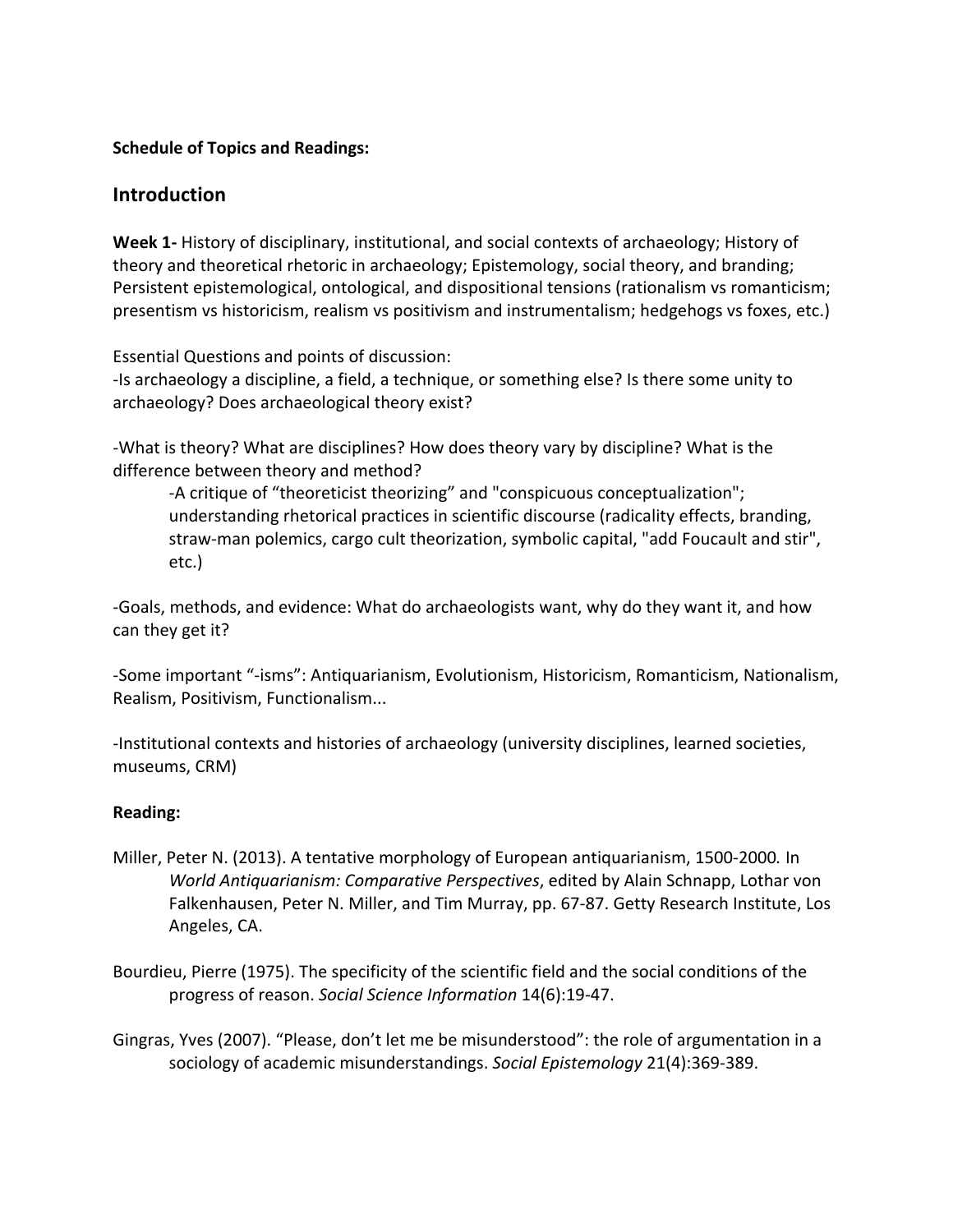**Schedule of Topics and Readings:**

## Introduction

**Week 1-** History of disciplinary, institutional, and social contexts of archaeology; History of theory and theoretical rhetoric in archaeology; Epistemology, social theory, and branding; Persistent epistemological, ontological, and dispositional tensions (rationalism vs romanticism; presentism vs historicism, realism vs positivism and instrumentalism; hedgehogs vs foxes, etc.)

Essential Questions and points of discussion:
-Is archaeology a discipline, a field, a technique, or something else? Is there some unity to archaeology? Does archaeological theory exist?

-What is theory? What are disciplines? How does theory vary by discipline? What is the difference between theory and method?

> -A critique of "theoreticist theorizing" and "conspicuous conceptualization"; understanding rhetorical practices in scientific discourse (radicality effects, branding, straw-man polemics, cargo cult theorization, symbolic capital, "add Foucault and stir", etc.)

-Goals, methods, and evidence: What do archaeologists want, why do they want it, and how can they get it?

-Some important "-isms": Antiquarianism, Evolutionism, Historicism, Romanticism, Nationalism, Realism, Positivism, Functionalism...

-Institutional contexts and histories of archaeology (university disciplines, learned societies, museums, CRM)

**Reading:**

Miller, Peter N. (2013). A tentative morphology of European antiquarianism, 1500-2000*.* In *World Antiquarianism: Comparative Perspectives*, edited by Alain Schnapp, Lothar von Falkenhausen, Peter N. Miller, and Tim Murray, pp. 67-87. Getty Research Institute, Los Angeles, CA.

Bourdieu, Pierre (1975). The specificity of the scientific field and the social conditions of the progress of reason. *Social Science Information* 14(6):19-47.

Gingras, Yves (2007). "Please, don't let me be misunderstood": the role of argumentation in a sociology of academic misunderstandings. *Social Epistemology* 21(4):369-389.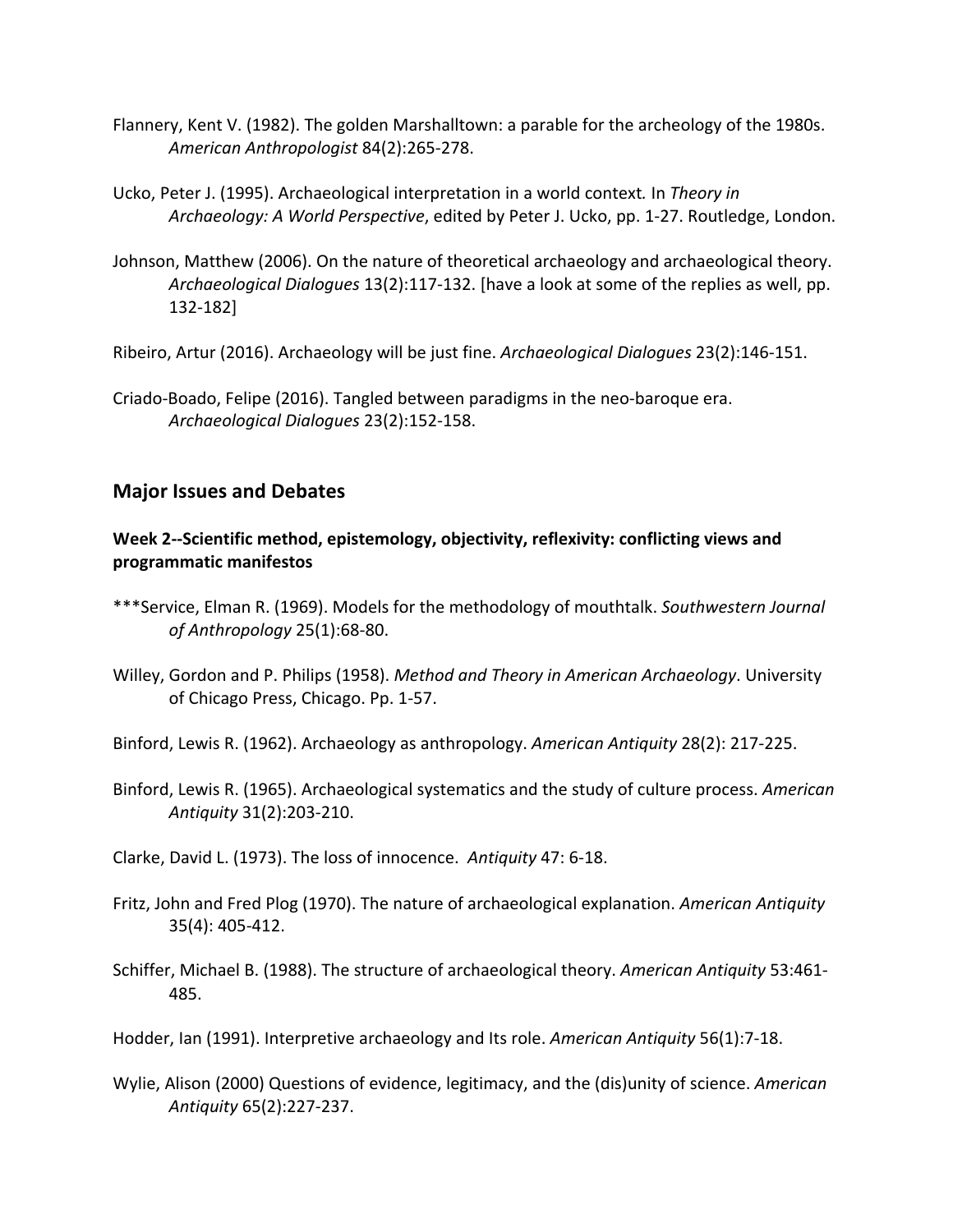Flannery, Kent V. (1982). The golden Marshalltown: a parable for the archeology of the 1980s. *American Anthropologist* 84(2):265-278.

Ucko, Peter J. (1995). Archaeological interpretation in a world context. In *Theory in Archaeology: A World Perspective*, edited by Peter J. Ucko, pp. 1-27. Routledge, London.

Johnson, Matthew (2006). On the nature of theoretical archaeology and archaeological theory. *Archaeological Dialogues* 13(2):117-132. [have a look at some of the replies as well, pp. 132-182]

Ribeiro, Artur (2016). Archaeology will be just fine. *Archaeological Dialogues* 23(2):146-151.

Criado-Boado, Felipe (2016). Tangled between paradigms in the neo-baroque era. *Archaeological Dialogues* 23(2):152-158.

## Major Issues and Debates

### Week 2--Scientific method, epistemology, objectivity, reflexivity: conflicting views and programmatic manifestos

***Service, Elman R. (1969). Models for the methodology of mouthtalk. *Southwestern Journal of Anthropology* 25(1):68-80.

Willey, Gordon and P. Philips (1958). *Method and Theory in American Archaeology*. University of Chicago Press, Chicago. Pp. 1-57.

Binford, Lewis R. (1962). Archaeology as anthropology. *American Antiquity* 28(2): 217-225.

Binford, Lewis R. (1965). Archaeological systematics and the study of culture process. *American Antiquity* 31(2):203-210.

Clarke, David L. (1973). The loss of innocence. *Antiquity* 47: 6-18.

Fritz, John and Fred Plog (1970). The nature of archaeological explanation. *American Antiquity* 35(4): 405-412.

Schiffer, Michael B. (1988). The structure of archaeological theory. *American Antiquity* 53:461-485.

Hodder, Ian (1991). Interpretive archaeology and Its role. *American Antiquity* 56(1):7-18.

Wylie, Alison (2000) Questions of evidence, legitimacy, and the (dis)unity of science. *American Antiquity* 65(2):227-237.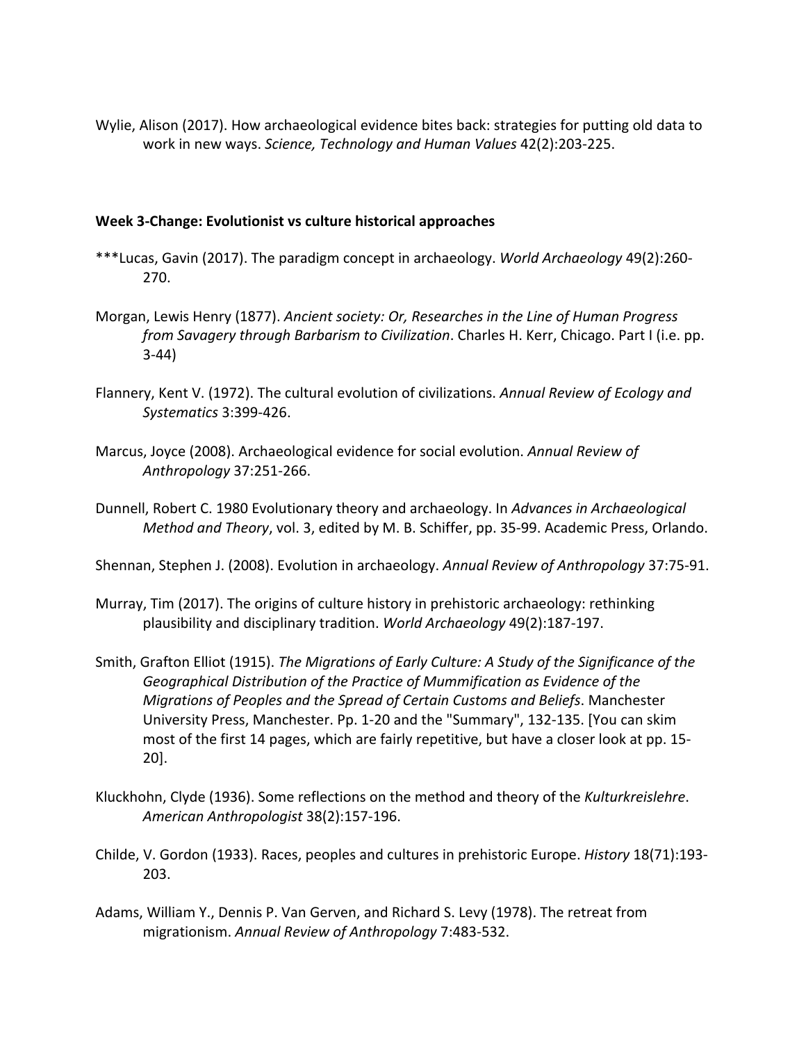Wylie, Alison (2017). How archaeological evidence bites back: strategies for putting old data to work in new ways. *Science, Technology and Human Values* 42(2):203-225.

**Week 3-Change: Evolutionist vs culture historical approaches**

***Lucas, Gavin (2017). The paradigm concept in archaeology. *World Archaeology* 49(2):260-270.

Morgan, Lewis Henry (1877). *Ancient society: Or, Researches in the Line of Human Progress from Savagery through Barbarism to Civilization*. Charles H. Kerr, Chicago. Part I (i.e. pp. 3-44)

Flannery, Kent V. (1972). The cultural evolution of civilizations. *Annual Review of Ecology and Systematics* 3:399-426.

Marcus, Joyce (2008). Archaeological evidence for social evolution. *Annual Review of Anthropology* 37:251-266.

Dunnell, Robert C. 1980 Evolutionary theory and archaeology. In *Advances in Archaeological Method and Theory*, vol. 3, edited by M. B. Schiffer, pp. 35-99. Academic Press, Orlando.

Shennan, Stephen J. (2008). Evolution in archaeology. *Annual Review of Anthropology* 37:75-91.

Murray, Tim (2017). The origins of culture history in prehistoric archaeology: rethinking plausibility and disciplinary tradition. *World Archaeology* 49(2):187-197.

Smith, Grafton Elliot (1915). *The Migrations of Early Culture: A Study of the Significance of the Geographical Distribution of the Practice of Mummification as Evidence of the Migrations of Peoples and the Spread of Certain Customs and Beliefs*. Manchester University Press, Manchester. Pp. 1-20 and the "Summary", 132-135. [You can skim most of the first 14 pages, which are fairly repetitive, but have a closer look at pp. 15-20].

Kluckhohn, Clyde (1936). Some reflections on the method and theory of the *Kulturkreislehre*. *American Anthropologist* 38(2):157-196.

Childe, V. Gordon (1933). Races, peoples and cultures in prehistoric Europe. *History* 18(71):193-203.

Adams, William Y., Dennis P. Van Gerven, and Richard S. Levy (1978). The retreat from migrationism. *Annual Review of Anthropology* 7:483-532.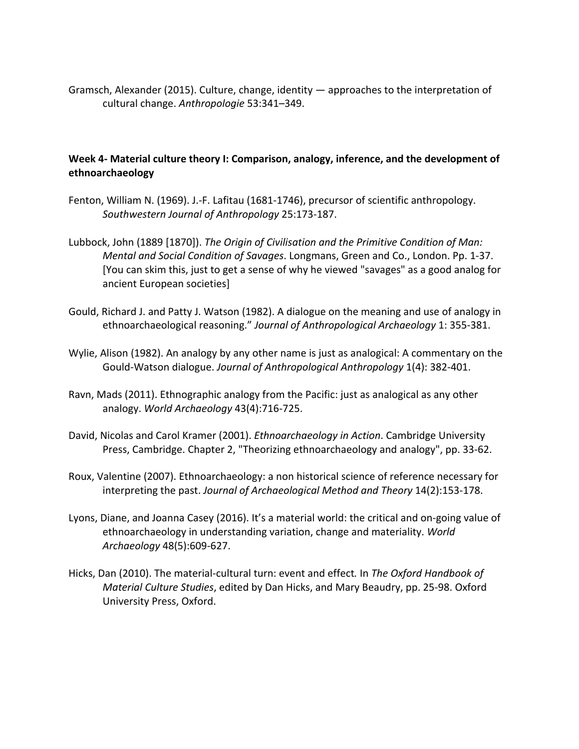Gramsch, Alexander (2015). Culture, change, identity — approaches to the interpretation of cultural change. *Anthropologie* 53:341–349.

**Week 4- Material culture theory I: Comparison, analogy, inference, and the development of ethnoarchaeology**

Fenton, William N. (1969). J.-F. Lafitau (1681-1746), precursor of scientific anthropology. *Southwestern Journal of Anthropology* 25:173-187.

Lubbock, John (1889 [1870]). *The Origin of Civilisation and the Primitive Condition of Man: Mental and Social Condition of Savages*. Longmans, Green and Co., London. Pp. 1-37. [You can skim this, just to get a sense of why he viewed "savages" as a good analog for ancient European societies]

Gould, Richard J. and Patty J. Watson (1982). A dialogue on the meaning and use of analogy in ethnoarchaeological reasoning." *Journal of Anthropological Archaeology* 1: 355-381.

Wylie, Alison (1982). An analogy by any other name is just as analogical: A commentary on the Gould-Watson dialogue. *Journal of Anthropological Anthropology* 1(4): 382-401.

Ravn, Mads (2011). Ethnographic analogy from the Pacific: just as analogical as any other analogy. *World Archaeology* 43(4):716-725.

David, Nicolas and Carol Kramer (2001). *Ethnoarchaeology in Action*. Cambridge University Press, Cambridge. Chapter 2, "Theorizing ethnoarchaeology and analogy", pp. 33-62.

Roux, Valentine (2007). Ethnoarchaeology: a non historical science of reference necessary for interpreting the past. *Journal of Archaeological Method and Theory* 14(2):153-178.

Lyons, Diane, and Joanna Casey (2016). It's a material world: the critical and on-going value of ethnoarchaeology in understanding variation, change and materiality. *World Archaeology* 48(5):609-627.

Hicks, Dan (2010). The material-cultural turn: event and effect. In *The Oxford Handbook of Material Culture Studies*, edited by Dan Hicks, and Mary Beaudry, pp. 25-98. Oxford University Press, Oxford.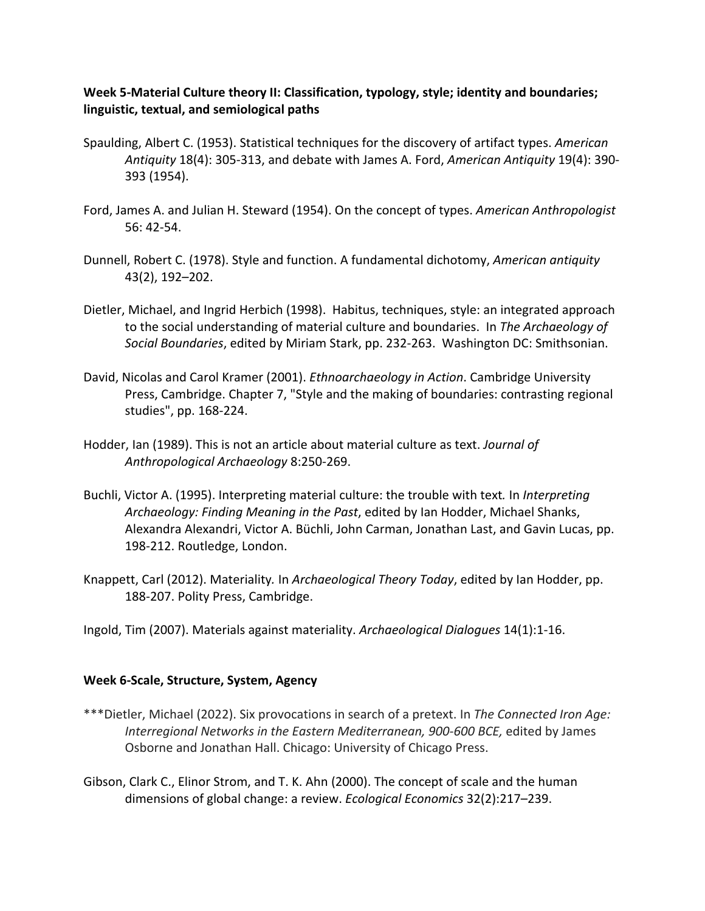**Week 5-Material Culture theory II: Classification, typology, style; identity and boundaries; linguistic, textual, and semiological paths**

Spaulding, Albert C. (1953). Statistical techniques for the discovery of artifact types. *American Antiquity* 18(4): 305-313, and debate with James A. Ford, *American Antiquity* 19(4): 390-393 (1954).

Ford, James A. and Julian H. Steward (1954). On the concept of types. *American Anthropologist* 56: 42-54.

Dunnell, Robert C. (1978). Style and function. A fundamental dichotomy, *American antiquity* 43(2), 192–202.

Dietler, Michael, and Ingrid Herbich (1998). Habitus, techniques, style: an integrated approach to the social understanding of material culture and boundaries. In *The Archaeology of Social Boundaries*, edited by Miriam Stark, pp. 232-263. Washington DC: Smithsonian.

David, Nicolas and Carol Kramer (2001). *Ethnoarchaeology in Action*. Cambridge University Press, Cambridge. Chapter 7, "Style and the making of boundaries: contrasting regional studies", pp. 168-224.

Hodder, Ian (1989). This is not an article about material culture as text. *Journal of Anthropological Archaeology* 8:250-269.

Buchli, Victor A. (1995). Interpreting material culture: the trouble with text*.* In *Interpreting Archaeology: Finding Meaning in the Past*, edited by Ian Hodder, Michael Shanks, Alexandra Alexandri, Victor A. Büchli, John Carman, Jonathan Last, and Gavin Lucas, pp. 198-212. Routledge, London.

Knappett, Carl (2012). Materiality*.* In *Archaeological Theory Today*, edited by Ian Hodder, pp. 188-207. Polity Press, Cambridge.

Ingold, Tim (2007). Materials against materiality. *Archaeological Dialogues* 14(1):1-16.

**Week 6-Scale, Structure, System, Agency**

***Dietler, Michael (2022). Six provocations in search of a pretext. In *The Connected Iron Age: Interregional Networks in the Eastern Mediterranean, 900-600 BCE,* edited by James Osborne and Jonathan Hall. Chicago: University of Chicago Press.

Gibson, Clark C., Elinor Strom, and T. K. Ahn (2000). The concept of scale and the human dimensions of global change: a review. *Ecological Economics* 32(2):217–239.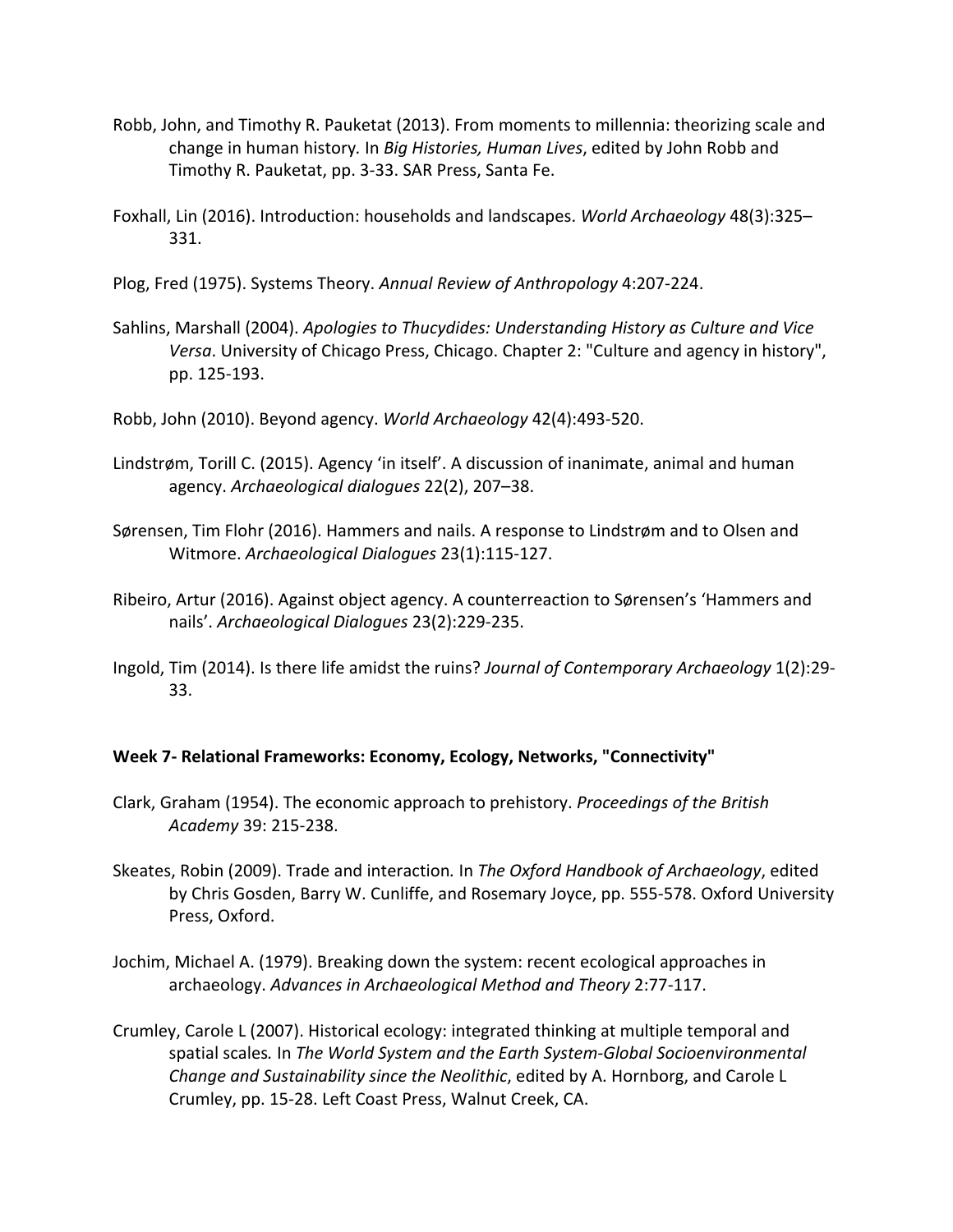Robb, John, and Timothy R. Pauketat (2013). From moments to millennia: theorizing scale and change in human history. In *Big Histories, Human Lives*, edited by John Robb and Timothy R. Pauketat, pp. 3-33. SAR Press, Santa Fe.

Foxhall, Lin (2016). Introduction: households and landscapes. *World Archaeology* 48(3):325–331.

Plog, Fred (1975). Systems Theory. *Annual Review of Anthropology* 4:207-224.

Sahlins, Marshall (2004). *Apologies to Thucydides: Understanding History as Culture and Vice Versa*. University of Chicago Press, Chicago. Chapter 2: "Culture and agency in history", pp. 125-193.

Robb, John (2010). Beyond agency. *World Archaeology* 42(4):493-520.

Lindstrøm, Torill C. (2015). Agency 'in itself'. A discussion of inanimate, animal and human agency. *Archaeological dialogues* 22(2), 207–38.

Sørensen, Tim Flohr (2016). Hammers and nails. A response to Lindstrøm and to Olsen and Witmore. *Archaeological Dialogues* 23(1):115-127.

Ribeiro, Artur (2016). Against object agency. A counterreaction to Sørensen's 'Hammers and nails'. *Archaeological Dialogues* 23(2):229-235.

Ingold, Tim (2014). Is there life amidst the ruins? *Journal of Contemporary Archaeology* 1(2):29-33.

**Week 7- Relational Frameworks: Economy, Ecology, Networks, "Connectivity"**

Clark, Graham (1954). The economic approach to prehistory. *Proceedings of the British Academy* 39: 215-238.

Skeates, Robin (2009). Trade and interaction. In *The Oxford Handbook of Archaeology*, edited by Chris Gosden, Barry W. Cunliffe, and Rosemary Joyce, pp. 555-578. Oxford University Press, Oxford.

Jochim, Michael A. (1979). Breaking down the system: recent ecological approaches in archaeology. *Advances in Archaeological Method and Theory* 2:77-117.

Crumley, Carole L (2007). Historical ecology: integrated thinking at multiple temporal and spatial scales. In *The World System and the Earth System-Global Socioenvironmental Change and Sustainability since the Neolithic*, edited by A. Hornborg, and Carole L Crumley, pp. 15-28. Left Coast Press, Walnut Creek, CA.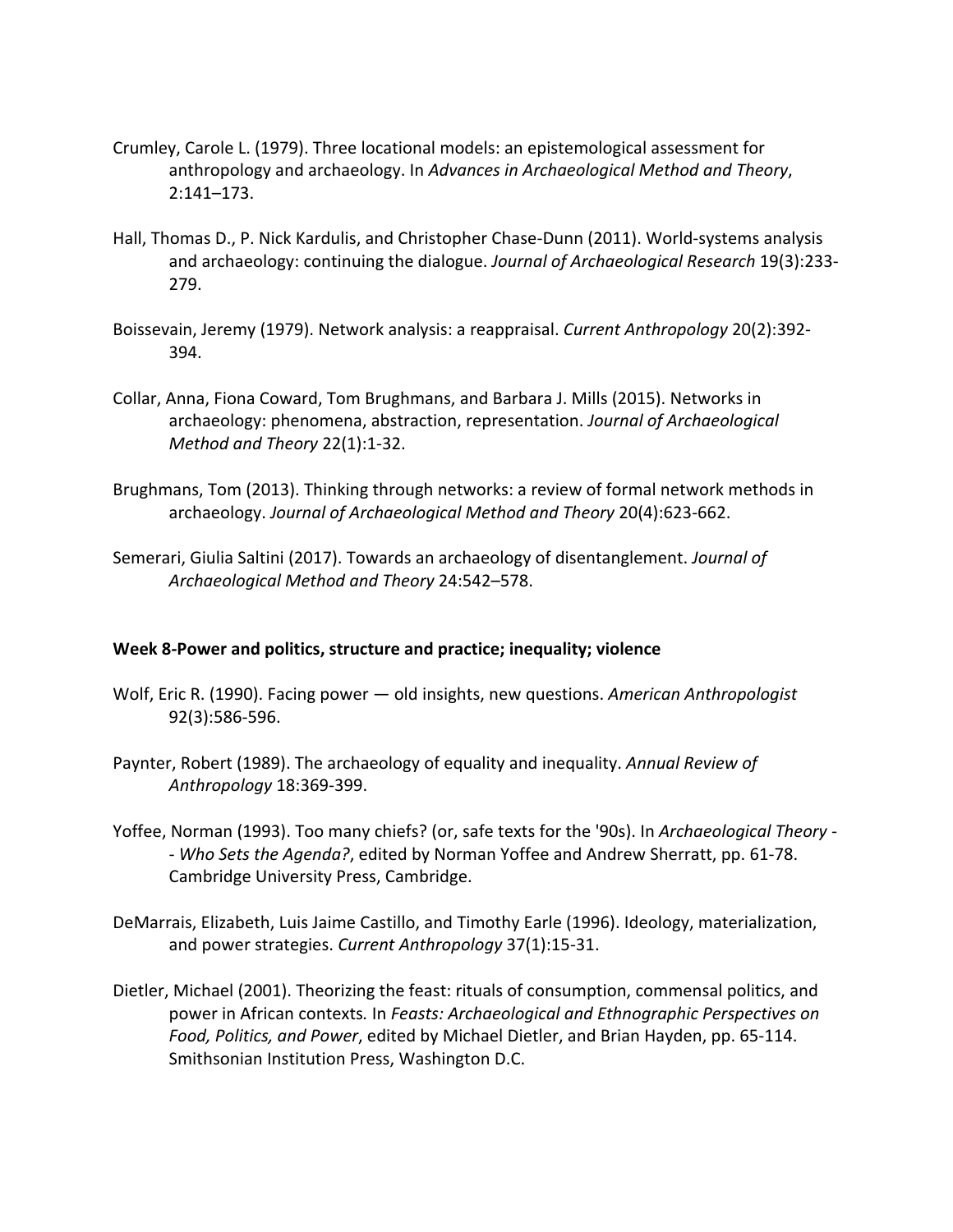Crumley, Carole L. (1979). Three locational models: an epistemological assessment for anthropology and archaeology. In *Advances in Archaeological Method and Theory*, 2:141–173.

Hall, Thomas D., P. Nick Kardulis, and Christopher Chase-Dunn (2011). World-systems analysis and archaeology: continuing the dialogue. *Journal of Archaeological Research* 19(3):233-279.

Boissevain, Jeremy (1979). Network analysis: a reappraisal. *Current Anthropology* 20(2):392-394.

Collar, Anna, Fiona Coward, Tom Brughmans, and Barbara J. Mills (2015). Networks in archaeology: phenomena, abstraction, representation. *Journal of Archaeological Method and Theory* 22(1):1-32.

Brughmans, Tom (2013). Thinking through networks: a review of formal network methods in archaeology. *Journal of Archaeological Method and Theory* 20(4):623-662.

Semerari, Giulia Saltini (2017). Towards an archaeology of disentanglement. *Journal of Archaeological Method and Theory* 24:542–578.

**Week 8-Power and politics, structure and practice; inequality; violence**

Wolf, Eric R. (1990). Facing power — old insights, new questions. *American Anthropologist* 92(3):586-596.

Paynter, Robert (1989). The archaeology of equality and inequality. *Annual Review of Anthropology* 18:369-399.

Yoffee, Norman (1993). Too many chiefs? (or, safe texts for the '90s). In *Archaeological Theory -- Who Sets the Agenda?*, edited by Norman Yoffee and Andrew Sherratt, pp. 61-78. Cambridge University Press, Cambridge.

DeMarrais, Elizabeth, Luis Jaime Castillo, and Timothy Earle (1996). Ideology, materialization, and power strategies. *Current Anthropology* 37(1):15-31.

Dietler, Michael (2001). Theorizing the feast: rituals of consumption, commensal politics, and power in African contexts. In *Feasts: Archaeological and Ethnographic Perspectives on Food, Politics, and Power*, edited by Michael Dietler, and Brian Hayden, pp. 65-114. Smithsonian Institution Press, Washington D.C.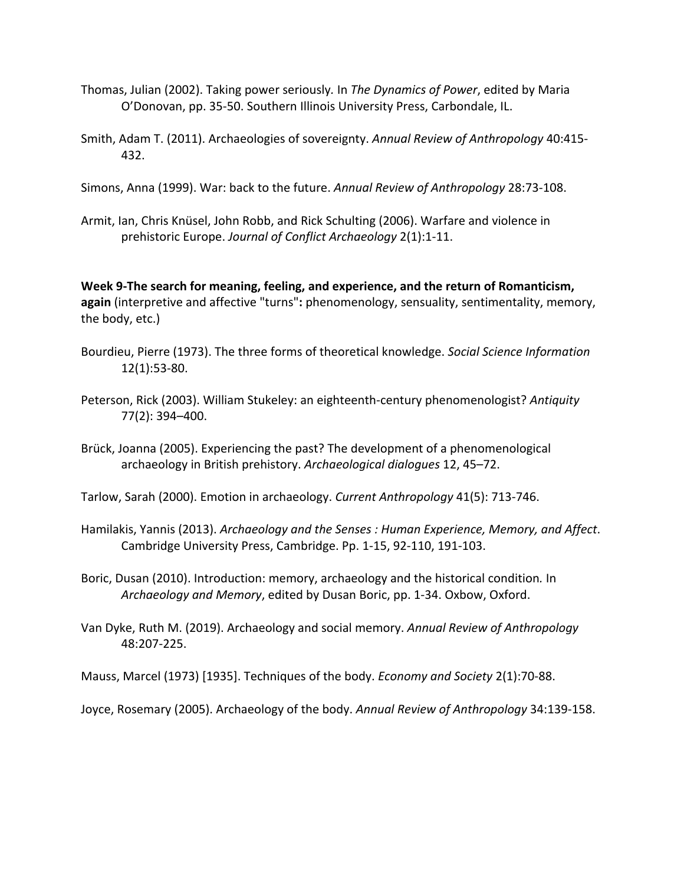Thomas, Julian (2002). Taking power seriously. In *The Dynamics of Power*, edited by Maria O'Donovan, pp. 35-50. Southern Illinois University Press, Carbondale, IL.

Smith, Adam T. (2011). Archaeologies of sovereignty. *Annual Review of Anthropology* 40:415-432.

Simons, Anna (1999). War: back to the future. *Annual Review of Anthropology* 28:73-108.

Armit, Ian, Chris Knüsel, John Robb, and Rick Schulting (2006). Warfare and violence in prehistoric Europe. *Journal of Conflict Archaeology* 2(1):1-11.

**Week 9-The search for meaning, feeling, and experience, and the return of Romanticism, again** (interpretive and affective "turns"**:** phenomenology, sensuality, sentimentality, memory, the body, etc.)

Bourdieu, Pierre (1973). The three forms of theoretical knowledge. *Social Science Information* 12(1):53-80.

Peterson, Rick (2003). William Stukeley: an eighteenth-century phenomenologist? *Antiquity* 77(2): 394–400.

Brück, Joanna (2005). Experiencing the past? The development of a phenomenological archaeology in British prehistory. *Archaeological dialogues* 12, 45–72.

Tarlow, Sarah (2000). Emotion in archaeology. *Current Anthropology* 41(5): 713-746.

Hamilakis, Yannis (2013). *Archaeology and the Senses : Human Experience, Memory, and Affect*. Cambridge University Press, Cambridge. Pp. 1-15, 92-110, 191-103.

Boric, Dusan (2010). Introduction: memory, archaeology and the historical condition. In *Archaeology and Memory*, edited by Dusan Boric, pp. 1-34. Oxbow, Oxford.

Van Dyke, Ruth M. (2019). Archaeology and social memory. *Annual Review of Anthropology* 48:207-225.

Mauss, Marcel (1973) [1935]. Techniques of the body. *Economy and Society* 2(1):70-88.

Joyce, Rosemary (2005). Archaeology of the body. *Annual Review of Anthropology* 34:139-158.